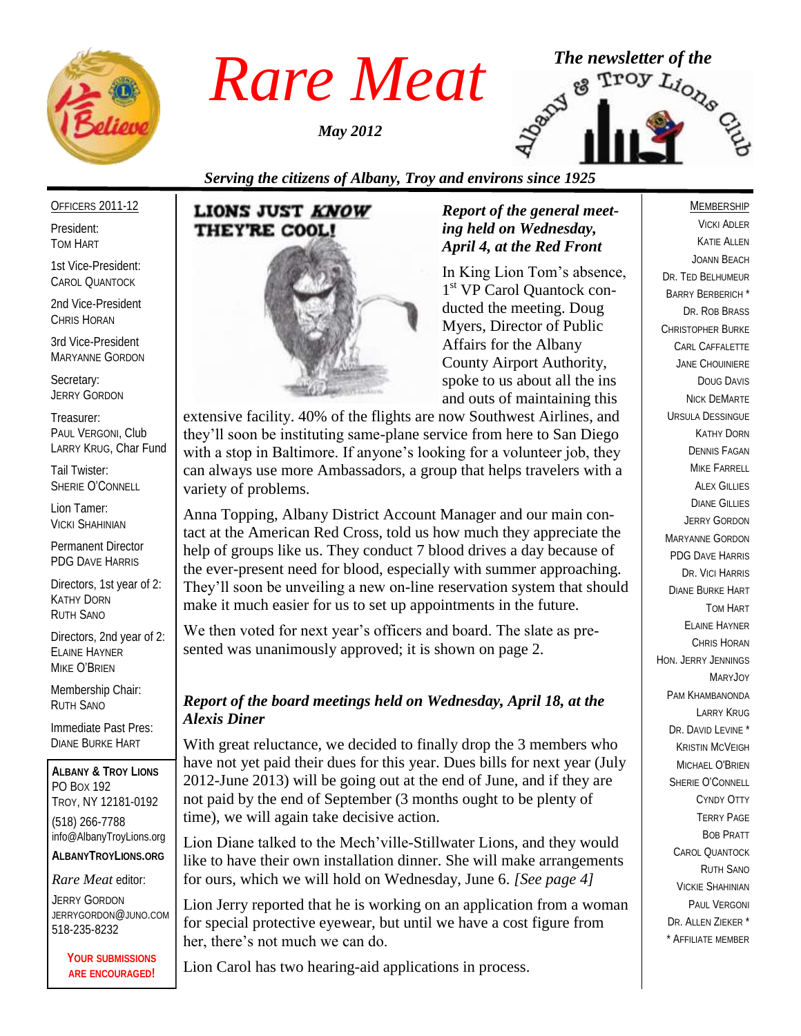# Rare Meat

*May 2012*

*The newsletter of the* Albany & Troy Lions Club

*Serving the citizens of Albany, Troy and environs since 1925*

OFFICERS 2011-12

President:
TOM HART

1st Vice-President:
CAROL QUANTOCK

2nd Vice-President
CHRIS HORAN

3rd Vice-President
MARYANNE GORDON

Secretary:
JERRY GORDON

Treasurer:
PAUL VERGONI, Club
LARRY KRUG, Char Fund

Tail Twister:
SHERIE O'CONNELL

Lion Tamer:
VICKI SHAHINIAN

Permanent Director
PDG DAVE HARRIS

Directors, 1st year of 2:
KATHY DORN
RUTH SANO

Directors, 2nd year of 2:
ELAINE HAYNER
MIKE O'BRIEN

Membership Chair:
RUTH SANO

Immediate Past Pres:
DIANE BURKE HART

**ALBANY & TROY LIONS**
PO BOX 192
TROY, NY 12181-0192
(518) 266-7788
info@AlbanyTroyLions.org
**ALBANYTROYLIONS.ORG**

*Rare Meat* editor:
JERRY GORDON
JERRYGORDON@JUNO.COM
518-235-8232

**YOUR SUBMISSIONS ARE ENCOURAGED!**

LIONS JUST *KNOW* THEY'RE COOL!

### *Report of the general meeting held on Wednesday, April 4, at the Red Front*

In King Lion Tom's absence, 1st VP Carol Quantock conducted the meeting. Doug Myers, Director of Public Affairs for the Albany County Airport Authority, spoke to us about all the ins and outs of maintaining this extensive facility. 40% of the flights are now Southwest Airlines, and they'll soon be instituting same-plane service from here to San Diego with a stop in Baltimore. If anyone's looking for a volunteer job, they can always use more Ambassadors, a group that helps travelers with a variety of problems.

Anna Topping, Albany District Account Manager and our main contact at the American Red Cross, told us how much they appreciate the help of groups like us. They conduct 7 blood drives a day because of the ever-present need for blood, especially with summer approaching. They'll soon be unveiling a new on-line reservation system that should make it much easier for us to set up appointments in the future.

We then voted for next year's officers and board. The slate as presented was unanimously approved; it is shown on page 2.

### *Report of the board meetings held on Wednesday, April 18, at the Alexis Diner*

With great reluctance, we decided to finally drop the 3 members who have not yet paid their dues for this year. Dues bills for next year (July 2012-June 2013) will be going out at the end of June, and if they are not paid by the end of September (3 months ought to be plenty of time), we will again take decisive action.

Lion Diane talked to the Mech'ville-Stillwater Lions, and they would like to have their own installation dinner. She will make arrangements for ours, which we will hold on Wednesday, June 6. *[See page 4]*

Lion Jerry reported that he is working on an application from a woman for special protective eyewear, but until we have a cost figure from her, there's not much we can do.

Lion Carol has two hearing-aid applications in process.

MEMBERSHIP

VICKI ADLER
KATIE ALLEN
JOANN BEACH
DR. TED BELHUMEUR
BARRY BERBERICH *
DR. ROB BRASS
CHRISTOPHER BURKE
CARL CAFFALETTE
JANE CHOUINIERE
DOUG DAVIS
NICK DEMARTE
URSULA DESSINGUE
KATHY DORN
DENNIS FAGAN
MIKE FARRELL
ALEX GILLIES
DIANE GILLIES
JERRY GORDON
MARYANNE GORDON
PDG DAVE HARRIS
DR. VICI HARRIS
DIANE BURKE HART
TOM HART
ELAINE HAYNER
CHRIS HORAN
HON. JERRY JENNINGS
MARYJOY
PAM KHAMBANONDA
LARRY KRUG
DR. DAVID LEVINE *
KRISTIN MCVEIGH
MICHAEL O'BRIEN
SHERIE O'CONNELL
CYNDY OTTY
TERRY PAGE
BOB PRATT
CAROL QUANTOCK
RUTH SANO
VICKIE SHAHINIAN
PAUL VERGONI
DR. ALLEN ZIEKER *
* AFFILIATE MEMBER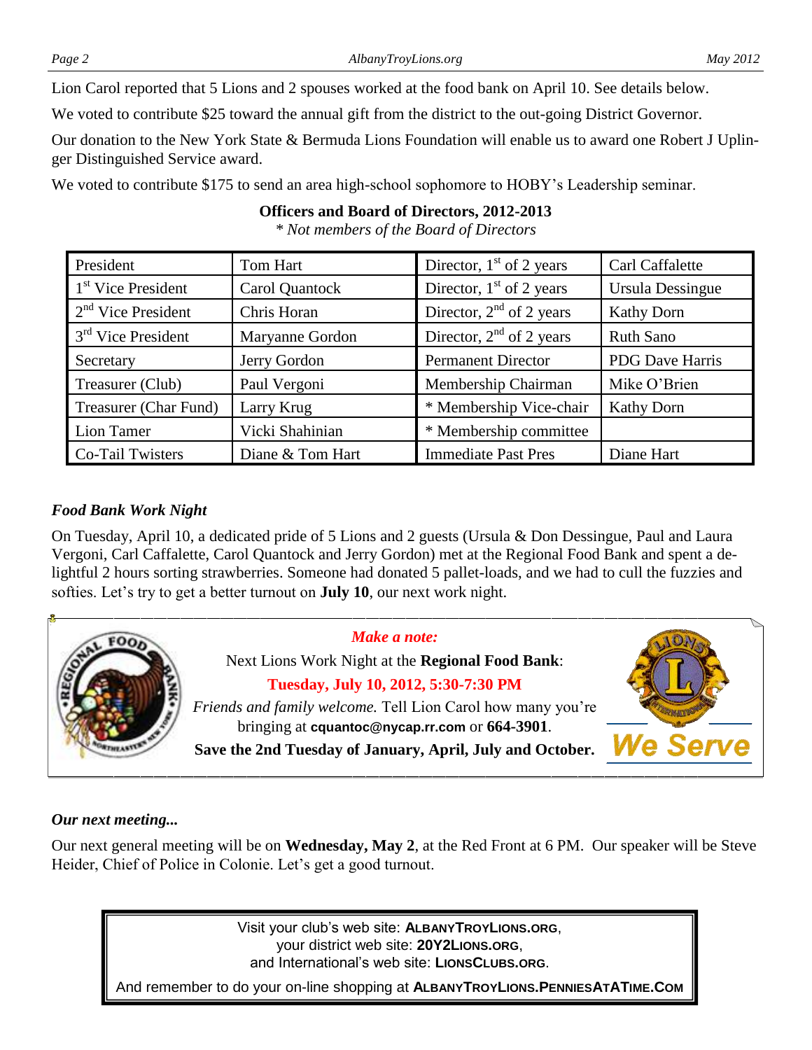Lion Carol reported that 5 Lions and 2 spouses worked at the food bank on April 10. See details below.

We voted to contribute $25 toward the annual gift from the district to the out-going District Governor.

Our donation to the New York State & Bermuda Lions Foundation will enable us to award one Robert J Uplinger Distinguished Service award.

We voted to contribute $175 to send an area high-school sophomore to HOBY's Leadership seminar.

**Officers and Board of Directors, 2012-2013**

*\* Not members of the Board of Directors*

| | | | |
|---|---|---|---|
| President | Tom Hart | Director, 1st of 2 years | Carl Caffalette |
| 1st Vice President | Carol Quantock | Director, 1st of 2 years | Ursula Dessingue |
| 2nd Vice President | Chris Horan | Director, 2nd of 2 years | Kathy Dorn |
| 3rd Vice President | Maryanne Gordon | Director, 2nd of 2 years | Ruth Sano |
| Secretary | Jerry Gordon | Permanent Director | PDG Dave Harris |
| Treasurer (Club) | Paul Vergoni | Membership Chairman | Mike O'Brien |
| Treasurer (Char Fund) | Larry Krug | * Membership Vice-chair | Kathy Dorn |
| Lion Tamer | Vicki Shahinian | * Membership committee | |
| Co-Tail Twisters | Diane & Tom Hart | Immediate Past Pres | Diane Hart |

### *Food Bank Work Night*

On Tuesday, April 10, a dedicated pride of 5 Lions and 2 guests (Ursula & Don Dessingue, Paul and Laura Vergoni, Carl Caffalette, Carol Quantock and Jerry Gordon) met at the Regional Food Bank and spent a delightful 2 hours sorting strawberries. Someone had donated 5 pallet-loads, and we had to cull the fuzzies and softies. Let's try to get a better turnout on **July 10**, our next work night.

*Make a note:*

Next Lions Work Night at the **Regional Food Bank**:

**Tuesday, July 10, 2012, 5:30-7:30 PM**

*Friends and family welcome.* Tell Lion Carol how many you're bringing at **cquantoc@nycap.rr.com** or **664-3901**.

**Save the 2nd Tuesday of January, April, July and October.**

We Serve

### *Our next meeting...*

Our next general meeting will be on **Wednesday, May 2**, at the Red Front at 6 PM. Our speaker will be Steve Heider, Chief of Police in Colonie. Let's get a good turnout.

Visit your club's web site: **AlbanyTroyLions.org**,
your district web site: **20Y2Lions.org**,
and International's web site: **LionsClubs.org**.

And remember to do your on-line shopping at **AlbanyTroyLions.PenniesAtATime.Com**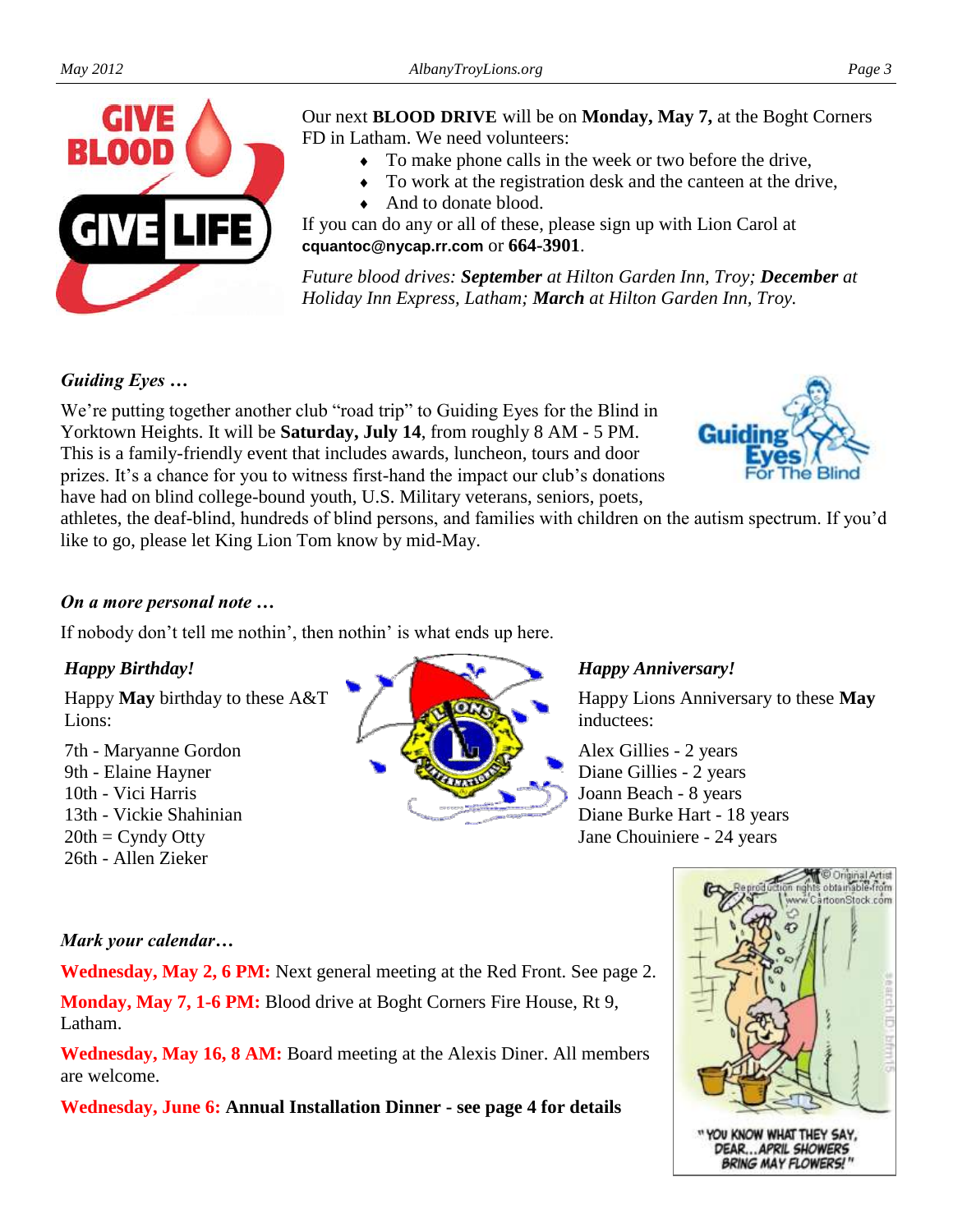Our next **BLOOD DRIVE** will be on **Monday, May 7,** at the Boght Corners FD in Latham. We need volunteers:

- To make phone calls in the week or two before the drive,
- To work at the registration desk and the canteen at the drive,
- And to donate blood.

If you can do any or all of these, please sign up with Lion Carol at **cquantoc@nycap.rr.com** or **664-3901**.

*Future blood drives: **September** at Hilton Garden Inn, Troy; **December** at Holiday Inn Express, Latham; **March** at Hilton Garden Inn, Troy.*

### *Guiding Eyes …*

We're putting together another club "road trip" to Guiding Eyes for the Blind in Yorktown Heights. It will be **Saturday, July 14**, from roughly 8 AM - 5 PM. This is a family-friendly event that includes awards, luncheon, tours and door prizes. It's a chance for you to witness first-hand the impact our club's donations have had on blind college-bound youth, U.S. Military veterans, seniors, poets, athletes, the deaf-blind, hundreds of blind persons, and families with children on the autism spectrum. If you'd like to go, please let King Lion Tom know by mid-May.

### *On a more personal note …*

If nobody don't tell me nothin', then nothin' is what ends up here.

### *Happy Birthday!*

Happy **May** birthday to these A&T Lions:

7th - Maryanne Gordon
9th - Elaine Hayner
10th - Vici Harris
13th - Vickie Shahinian
20th = Cyndy Otty
26th - Allen Zieker

### *Happy Anniversary!*

Happy Lions Anniversary to these **May** inductees:

Alex Gillies - 2 years
Diane Gillies - 2 years
Joann Beach - 8 years
Diane Burke Hart - 18 years
Jane Chouiniere - 24 years

### *Mark your calendar…*

**Wednesday, May 2, 6 PM:** Next general meeting at the Red Front. See page 2.

**Monday, May 7, 1-6 PM:** Blood drive at Boght Corners Fire House, Rt 9, Latham.

**Wednesday, May 16, 8 AM:** Board meeting at the Alexis Diner. All members are welcome.

**Wednesday, June 6: Annual Installation Dinner - see page 4 for details**

"YOU KNOW WHAT THEY SAY, DEAR...APRIL SHOWERS BRING MAY FLOWERS!"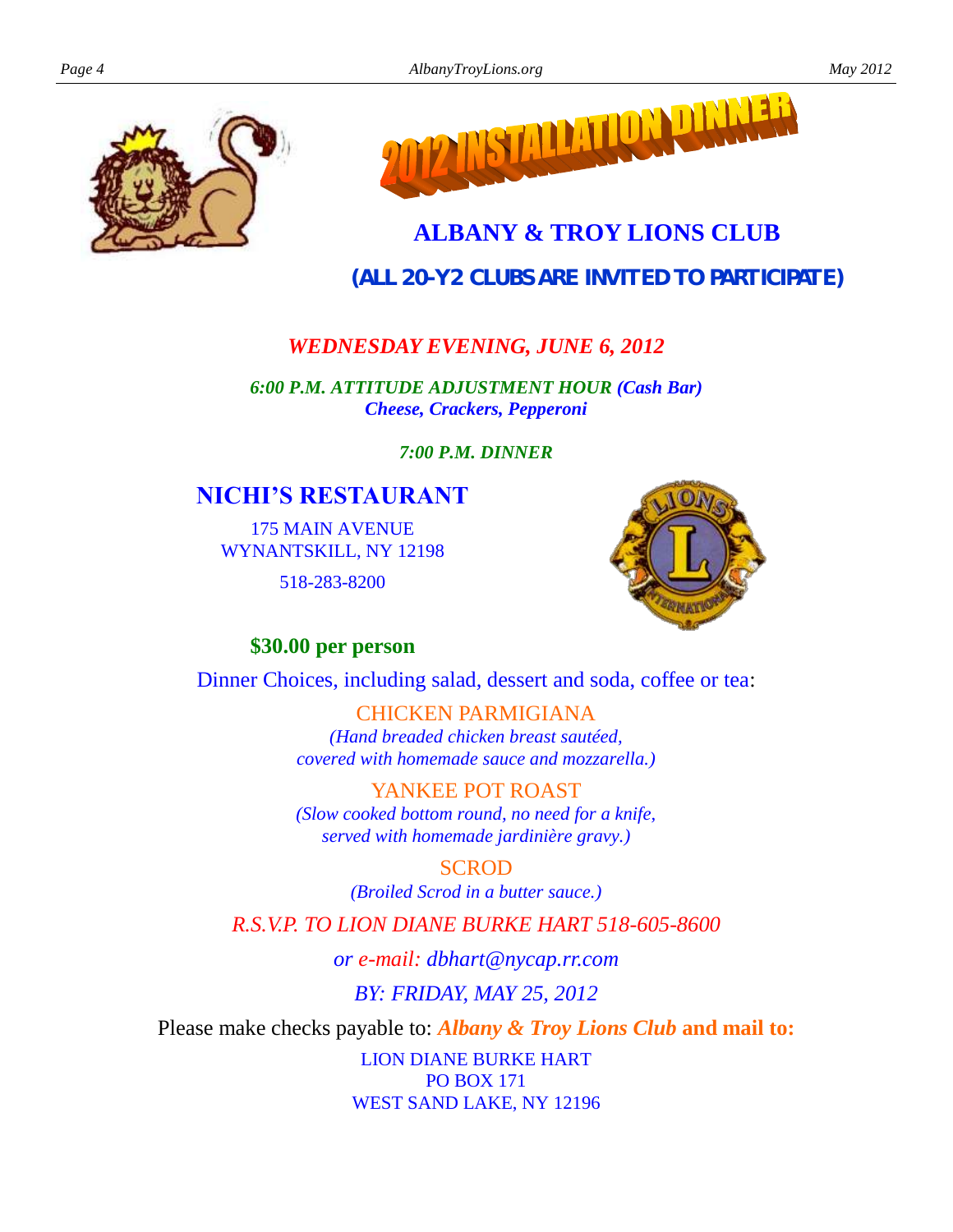# 2012 INSTALLATION DINNER

## ALBANY & TROY LIONS CLUB

**(ALL 20-Y2 CLUBS ARE INVITED TO PARTICIPATE)**

***WEDNESDAY EVENING, JUNE 6, 2012***

***6:00 P.M. ATTITUDE ADJUSTMENT HOUR (Cash Bar)***
***Cheese, Crackers, Pepperoni***

***7:00 P.M. DINNER***

## NICHI'S RESTAURANT

175 MAIN AVENUE
WYNANTSKILL, NY 12198

518-283-8200

**$30.00 per person**

Dinner Choices, including salad, dessert and soda, coffee or tea:

CHICKEN PARMIGIANA
*(Hand breaded chicken breast sautéed, covered with homemade sauce and mozzarella.)*

YANKEE POT ROAST
*(Slow cooked bottom round, no need for a knife, served with homemade jardinière gravy.)*

SCROD
*(Broiled Scrod in a butter sauce.)*

*R.S.V.P. TO LION DIANE BURKE HART 518-605-8600*

*or e-mail: dbhart@nycap.rr.com*

*BY: FRIDAY, MAY 25, 2012*

Please make checks payable to: ***Albany & Troy Lions Club*** **and mail to:**

LION DIANE BURKE HART
PO BOX 171
WEST SAND LAKE, NY 12196